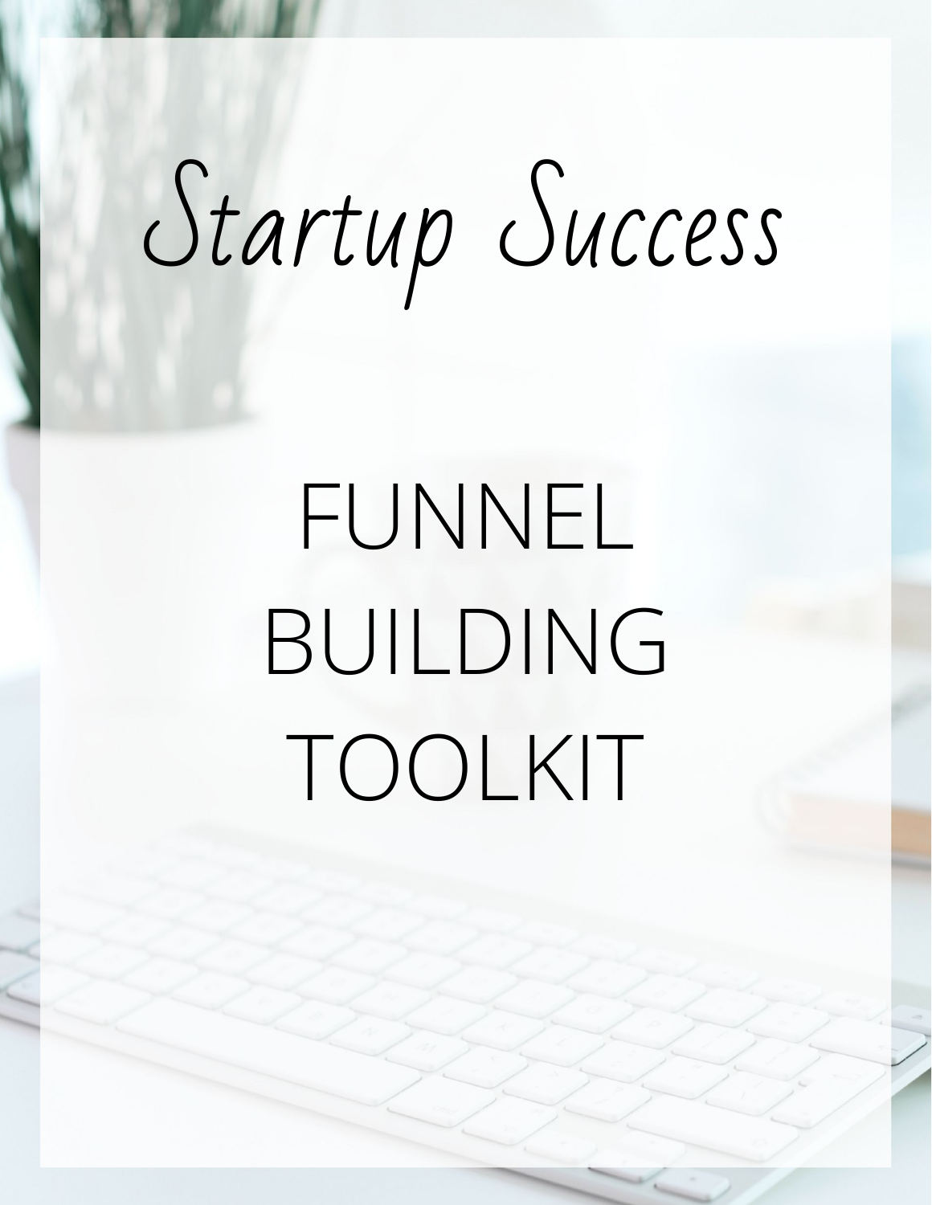# Startup Success

## FUNNEL BUILDING TOOLKIT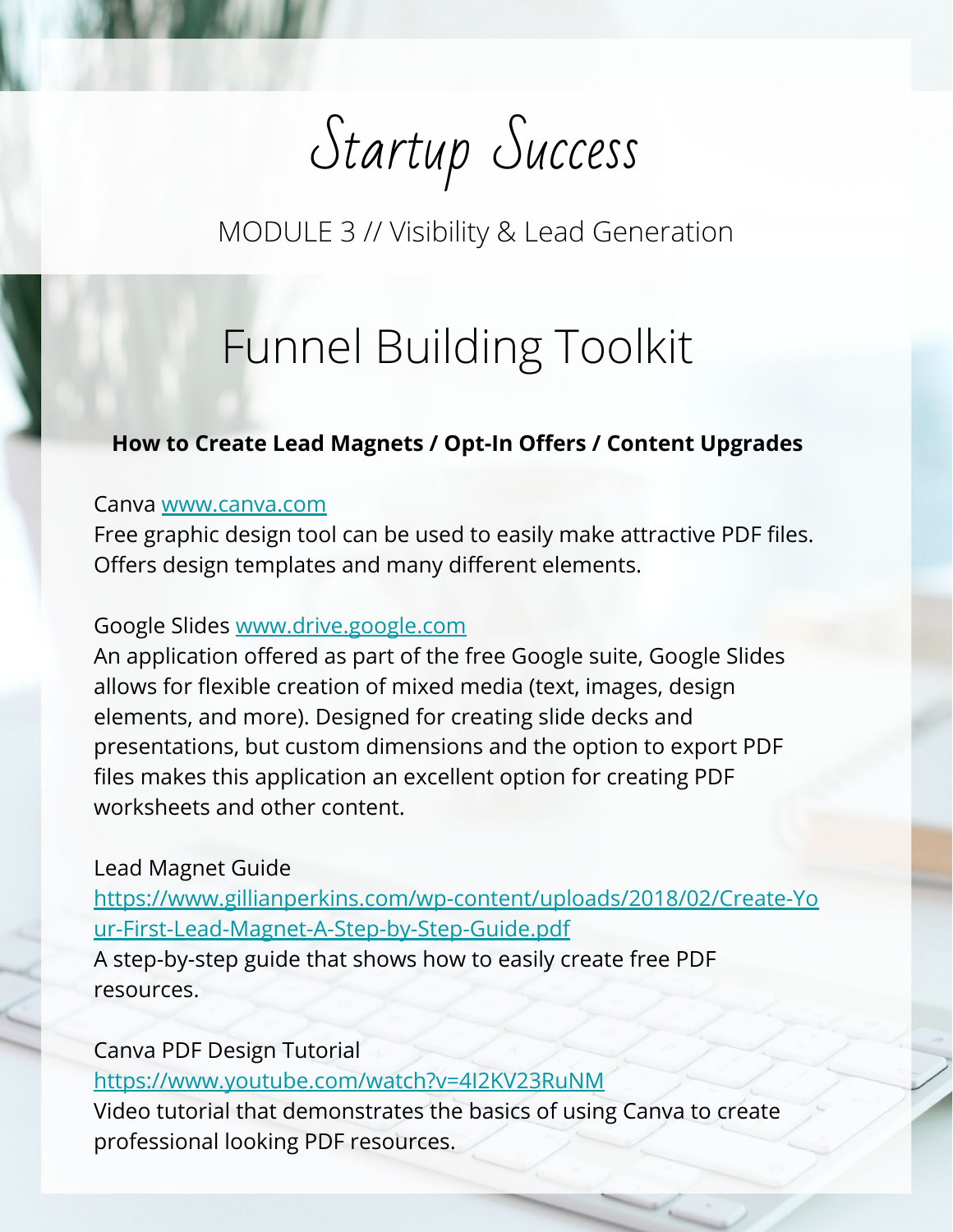# Startup Success

MODULE 3 // Visibility & Lead Generation

## Funnel Building Toolkit

**How to Create Lead Magnets / Opt-In Offers / Content Upgrades**

Canva [www.canva.com](www.canva.com)
Free graphic design tool can be used to easily make attractive PDF files. Offers design templates and many different elements.

Google Slides [www.drive.google.com](www.drive.google.com)
An application offered as part of the free Google suite, Google Slides allows for flexible creation of mixed media (text, images, design elements, and more). Designed for creating slide decks and presentations, but custom dimensions and the option to export PDF files makes this application an excellent option for creating PDF worksheets and other content.

Lead Magnet Guide
[https://www.gillianperkins.com/wp-content/uploads/2018/02/Create-Your-First-Lead-Magnet-A-Step-by-Step-Guide.pdf](https://www.gillianperkins.com/wp-content/uploads/2018/02/Create-Your-First-Lead-Magnet-A-Step-by-Step-Guide.pdf)
A step-by-step guide that shows how to easily create free PDF resources.

Canva PDF Design Tutorial
[https://www.youtube.com/watch?v=4I2KV23RuNM](https://www.youtube.com/watch?v=4I2KV23RuNM)
Video tutorial that demonstrates the basics of using Canva to create professional looking PDF resources.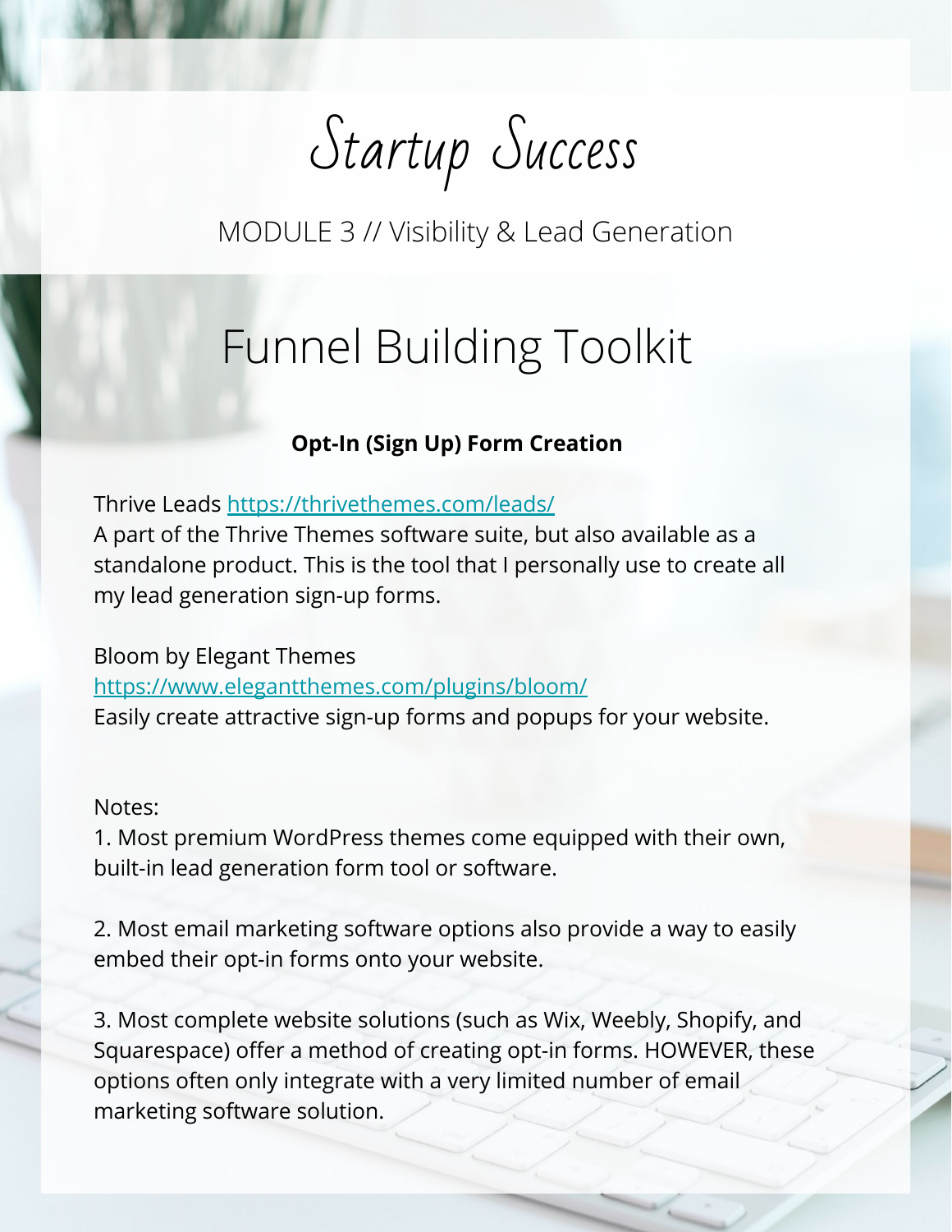# Startup Success

MODULE 3 // Visibility & Lead Generation

## Funnel Building Toolkit

**Opt-In (Sign Up) Form Creation**

Thrive Leads https://thrivethemes.com/leads/
A part of the Thrive Themes software suite, but also available as a standalone product. This is the tool that I personally use to create all my lead generation sign-up forms.

Bloom by Elegant Themes
https://www.elegantthemes.com/plugins/bloom/
Easily create attractive sign-up forms and popups for your website.

Notes:

1. Most premium WordPress themes come equipped with their own, built-in lead generation form tool or software.

2. Most email marketing software options also provide a way to easily embed their opt-in forms onto your website.

3. Most complete website solutions (such as Wix, Weebly, Shopify, and Squarespace) offer a method of creating opt-in forms. HOWEVER, these options often only integrate with a very limited number of email marketing software solution.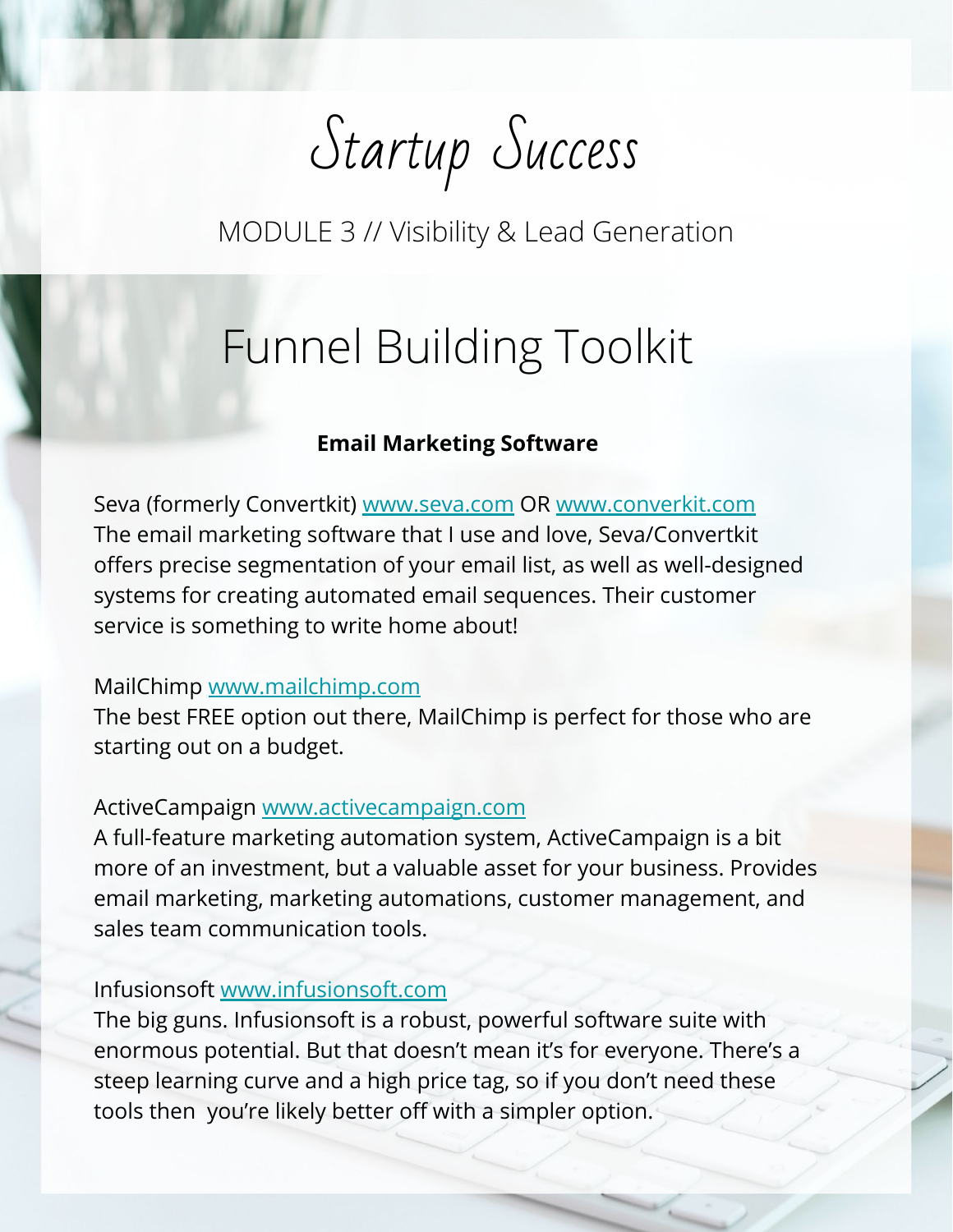# Startup Success

MODULE 3 // Visibility & Lead Generation

## Funnel Building Toolkit

**Email Marketing Software**

Seva (formerly Convertkit) [www.seva.com](http://www.seva.com) OR [www.converkit.com](http://www.converkit.com)
The email marketing software that I use and love, Seva/Convertkit offers precise segmentation of your email list, as well as well-designed systems for creating automated email sequences. Their customer service is something to write home about!

MailChimp [www.mailchimp.com](http://www.mailchimp.com)
The best FREE option out there, MailChimp is perfect for those who are starting out on a budget.

ActiveCampaign [www.activecampaign.com](http://www.activecampaign.com)
A full-feature marketing automation system, ActiveCampaign is a bit more of an investment, but a valuable asset for your business. Provides email marketing, marketing automations, customer management, and sales team communication tools.

Infusionsoft [www.infusionsoft.com](http://www.infusionsoft.com)
The big guns. Infusionsoft is a robust, powerful software suite with enormous potential. But that doesn't mean it's for everyone. There's a steep learning curve and a high price tag, so if you don't need these tools then you're likely better off with a simpler option.